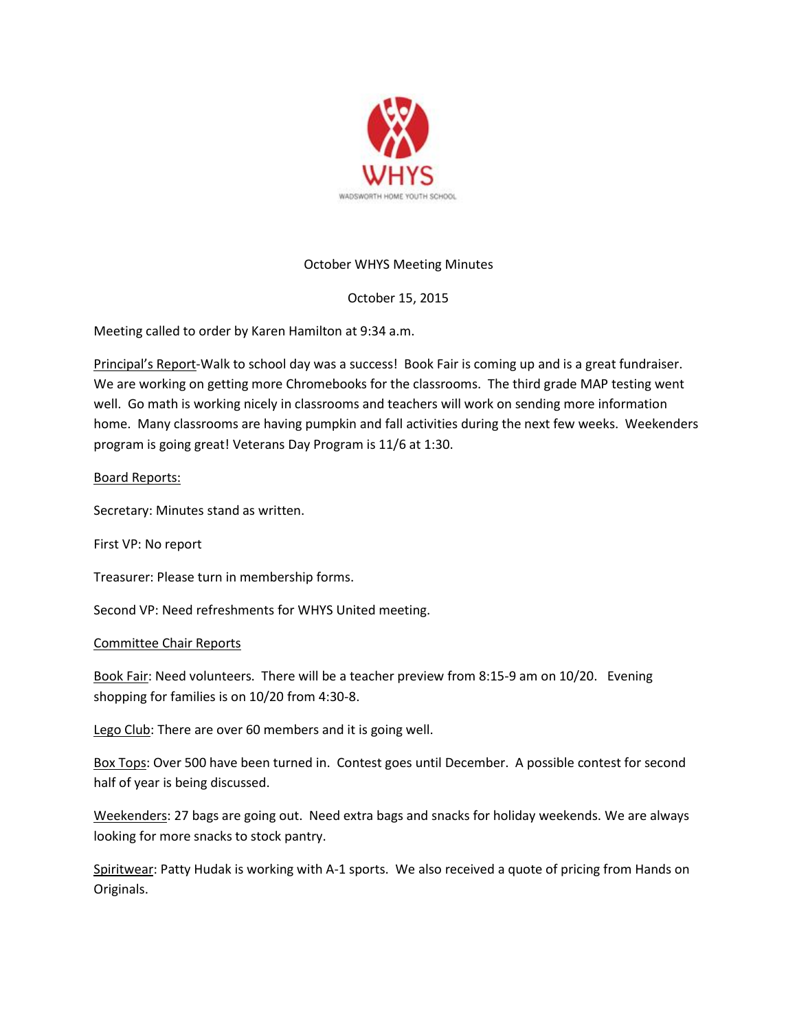WHYS

WADSWORTH HOME YOUTH SCHOOL

October WHYS Meeting Minutes

October 15, 2015

Meeting called to order by Karen Hamilton at 9:34 a.m.

Principal's Report-Walk to school day was a success! Book Fair is coming up and is a great fundraiser. We are working on getting more Chromebooks for the classrooms. The third grade MAP testing went well. Go math is working nicely in classrooms and teachers will work on sending more information home. Many classrooms are having pumpkin and fall activities during the next few weeks. Weekenders program is going great! Veterans Day Program is 11/6 at 1:30.

Board Reports:

Secretary: Minutes stand as written.

First VP: No report

Treasurer: Please turn in membership forms.

Second VP: Need refreshments for WHYS United meeting.

Committee Chair Reports

Book Fair: Need volunteers. There will be a teacher preview from 8:15-9 am on 10/20. Evening shopping for families is on 10/20 from 4:30-8.

Lego Club: There are over 60 members and it is going well.

Box Tops: Over 500 have been turned in. Contest goes until December. A possible contest for second half of year is being discussed.

Weekenders: 27 bags are going out. Need extra bags and snacks for holiday weekends. We are always looking for more snacks to stock pantry.

Spiritwear: Patty Hudak is working with A-1 sports. We also received a quote of pricing from Hands on Originals.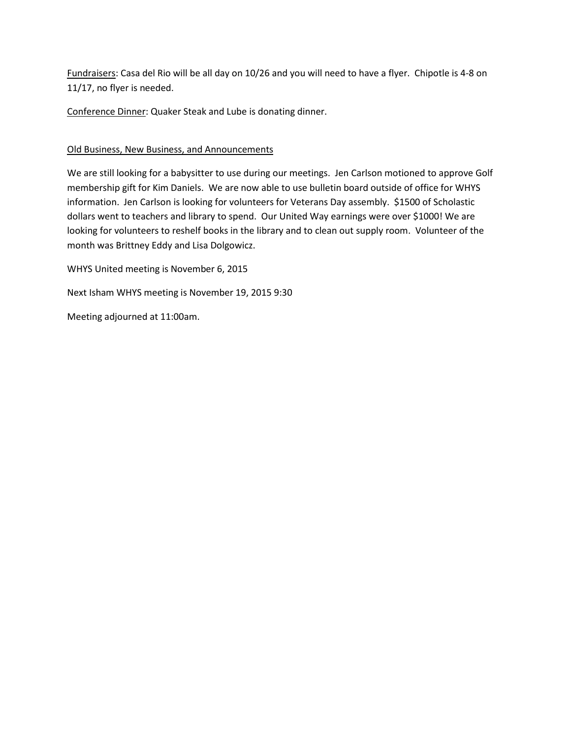Fundraisers: Casa del Rio will be all day on 10/26 and you will need to have a flyer. Chipotle is 4-8 on 11/17, no flyer is needed.

Conference Dinner: Quaker Steak and Lube is donating dinner.

Old Business, New Business, and Announcements

We are still looking for a babysitter to use during our meetings. Jen Carlson motioned to approve Golf membership gift for Kim Daniels. We are now able to use bulletin board outside of office for WHYS information. Jen Carlson is looking for volunteers for Veterans Day assembly. $1500 of Scholastic dollars went to teachers and library to spend. Our United Way earnings were over $1000! We are looking for volunteers to reshelf books in the library and to clean out supply room. Volunteer of the month was Brittney Eddy and Lisa Dolgowicz.

WHYS United meeting is November 6, 2015

Next Isham WHYS meeting is November 19, 2015 9:30

Meeting adjourned at 11:00am.